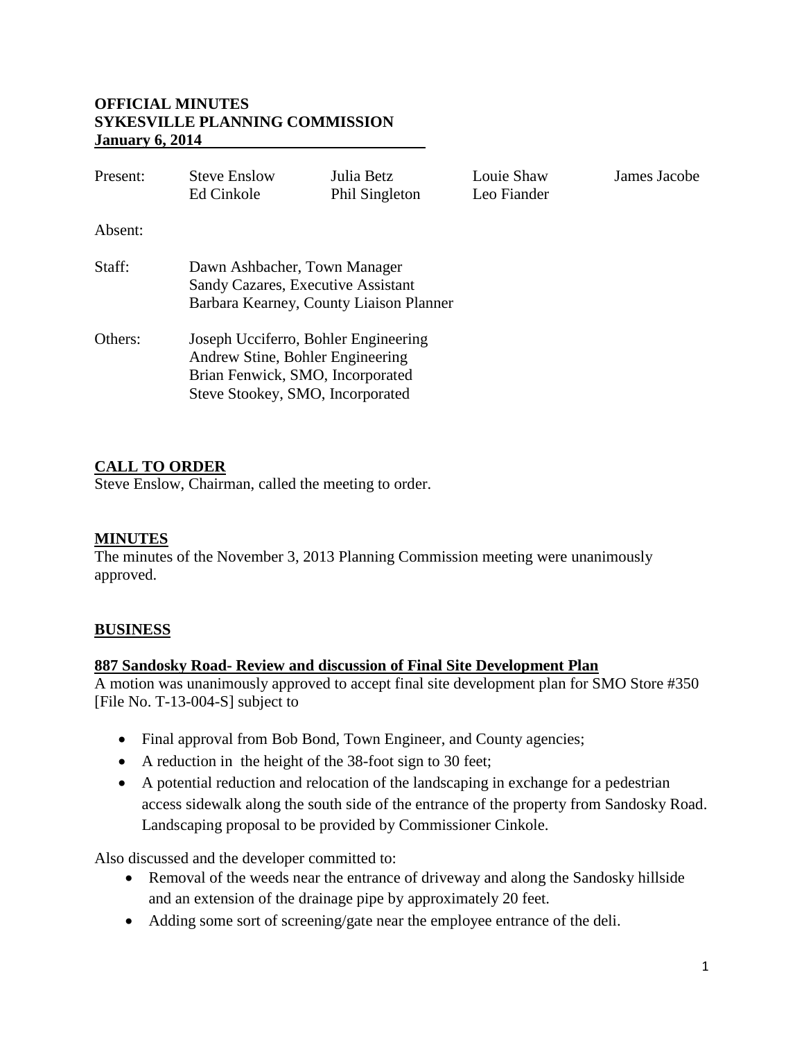**OFFICIAL MINUTES**
**SYKESVILLE PLANNING COMMISSION**
**January 6, 2014**

| | | | | |
|---|---|---|---|---|
| Present: | Steve Enslow | Julia Betz | Louie Shaw | James Jacobe |
| | Ed Cinkole | Phil Singleton | Leo Fiander | |

Absent:

Staff: Dawn Ashbacher, Town Manager
Sandy Cazares, Executive Assistant
Barbara Kearney, County Liaison Planner

Others: Joseph Ucciferro, Bohler Engineering
Andrew Stine, Bohler Engineering
Brian Fenwick, SMO, Incorporated
Steve Stookey, SMO, Incorporated

## CALL TO ORDER

Steve Enslow, Chairman, called the meeting to order.

## MINUTES

The minutes of the November 3, 2013 Planning Commission meeting were unanimously approved.

## BUSINESS

### 887 Sandosky Road- Review and discussion of Final Site Development Plan

A motion was unanimously approved to accept final site development plan for SMO Store #350 [File No. T-13-004-S] subject to

- Final approval from Bob Bond, Town Engineer, and County agencies;
- A reduction in the height of the 38-foot sign to 30 feet;
- A potential reduction and relocation of the landscaping in exchange for a pedestrian access sidewalk along the south side of the entrance of the property from Sandosky Road. Landscaping proposal to be provided by Commissioner Cinkole.

Also discussed and the developer committed to:

- Removal of the weeds near the entrance of driveway and along the Sandosky hillside and an extension of the drainage pipe by approximately 20 feet.
- Adding some sort of screening/gate near the employee entrance of the deli.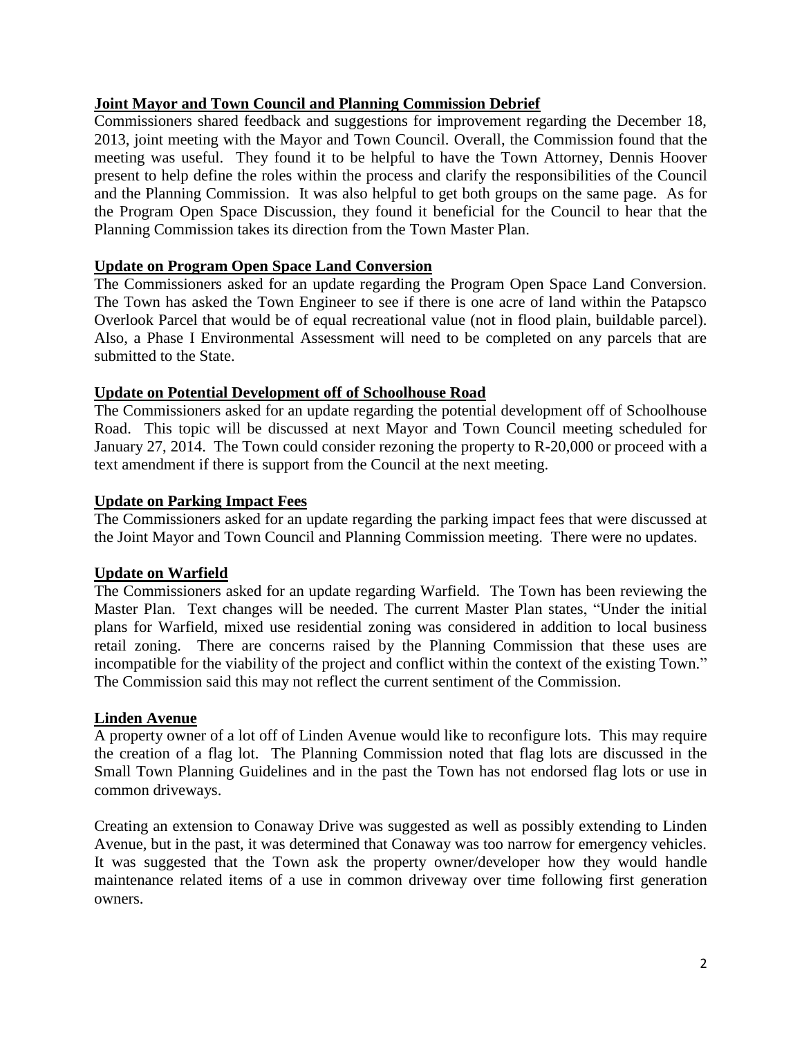**Joint Mayor and Town Council and Planning Commission Debrief**

Commissioners shared feedback and suggestions for improvement regarding the December 18, 2013, joint meeting with the Mayor and Town Council. Overall, the Commission found that the meeting was useful. They found it to be helpful to have the Town Attorney, Dennis Hoover present to help define the roles within the process and clarify the responsibilities of the Council and the Planning Commission. It was also helpful to get both groups on the same page. As for the Program Open Space Discussion, they found it beneficial for the Council to hear that the Planning Commission takes its direction from the Town Master Plan.

**Update on Program Open Space Land Conversion**

The Commissioners asked for an update regarding the Program Open Space Land Conversion. The Town has asked the Town Engineer to see if there is one acre of land within the Patapsco Overlook Parcel that would be of equal recreational value (not in flood plain, buildable parcel). Also, a Phase I Environmental Assessment will need to be completed on any parcels that are submitted to the State.

**Update on Potential Development off of Schoolhouse Road**

The Commissioners asked for an update regarding the potential development off of Schoolhouse Road. This topic will be discussed at next Mayor and Town Council meeting scheduled for January 27, 2014. The Town could consider rezoning the property to R-20,000 or proceed with a text amendment if there is support from the Council at the next meeting.

**Update on Parking Impact Fees**

The Commissioners asked for an update regarding the parking impact fees that were discussed at the Joint Mayor and Town Council and Planning Commission meeting. There were no updates.

**Update on Warfield**

The Commissioners asked for an update regarding Warfield. The Town has been reviewing the Master Plan. Text changes will be needed. The current Master Plan states, "Under the initial plans for Warfield, mixed use residential zoning was considered in addition to local business retail zoning. There are concerns raised by the Planning Commission that these uses are incompatible for the viability of the project and conflict within the context of the existing Town." The Commission said this may not reflect the current sentiment of the Commission.

**Linden Avenue**

A property owner of a lot off of Linden Avenue would like to reconfigure lots. This may require the creation of a flag lot. The Planning Commission noted that flag lots are discussed in the Small Town Planning Guidelines and in the past the Town has not endorsed flag lots or use in common driveways.

Creating an extension to Conaway Drive was suggested as well as possibly extending to Linden Avenue, but in the past, it was determined that Conaway was too narrow for emergency vehicles. It was suggested that the Town ask the property owner/developer how they would handle maintenance related items of a use in common driveway over time following first generation owners.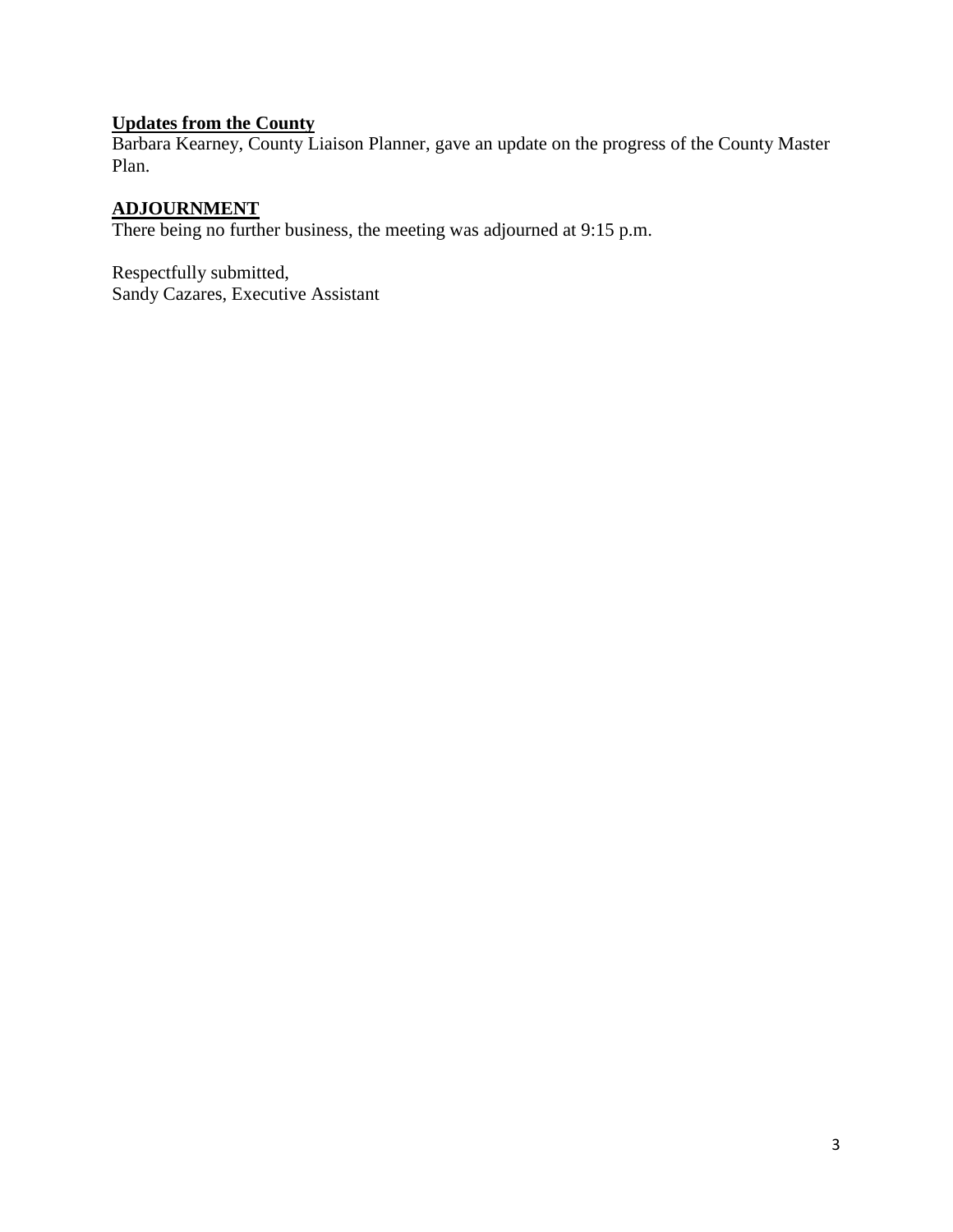**Updates from the County**

Barbara Kearney, County Liaison Planner, gave an update on the progress of the County Master Plan.

**ADJOURNMENT**

There being no further business, the meeting was adjourned at 9:15 p.m.

Respectfully submitted,
Sandy Cazares, Executive Assistant